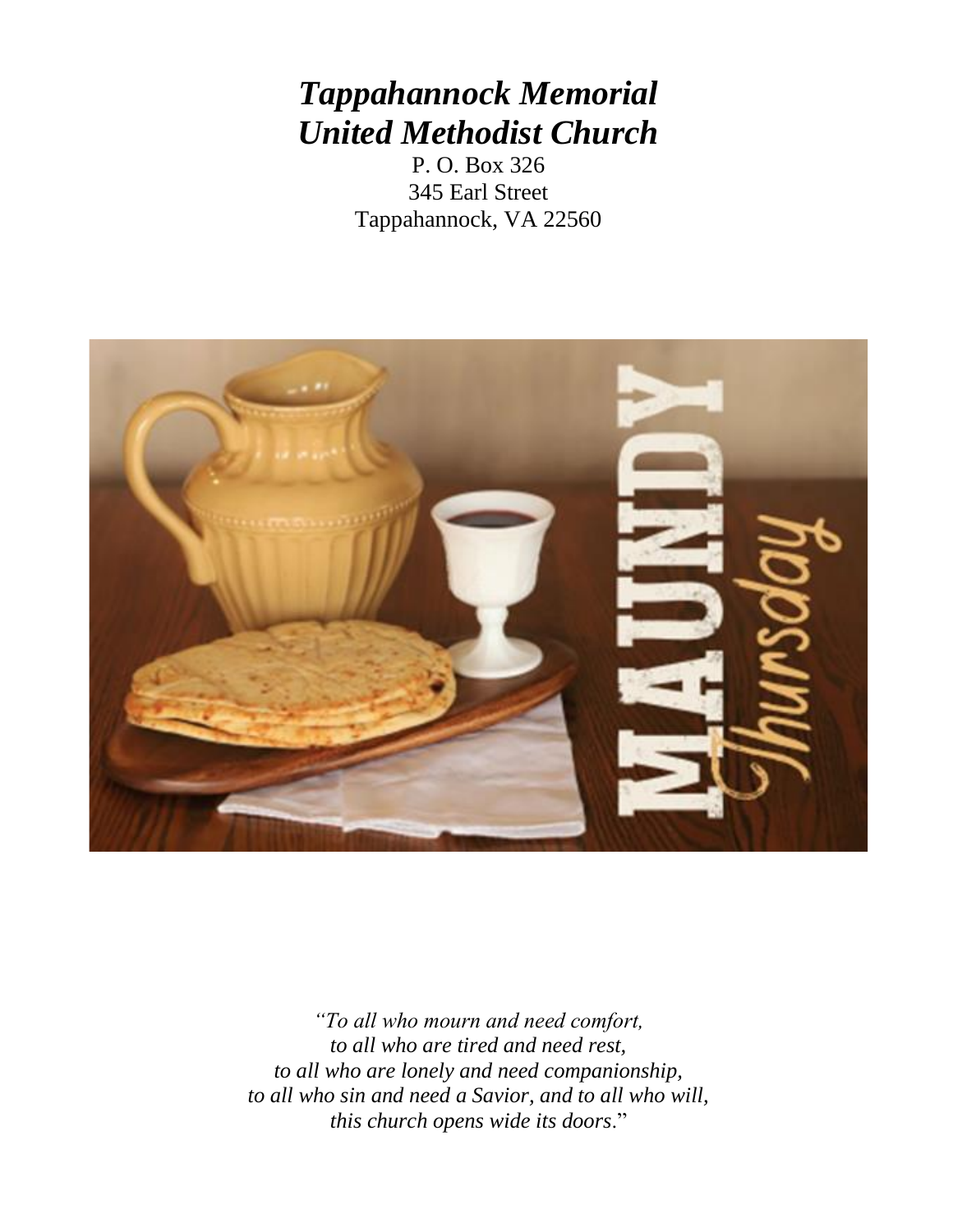# *Tappahannock Memorial United Methodist Church*

P. O. Box 326
345 Earl Street
Tappahannock, VA 22560

*"To all who mourn and need comfort,*
*to all who are tired and need rest,*
*to all who are lonely and need companionship,*
*to all who sin and need a Savior, and to all who will,*
*this church opens wide its doors.*"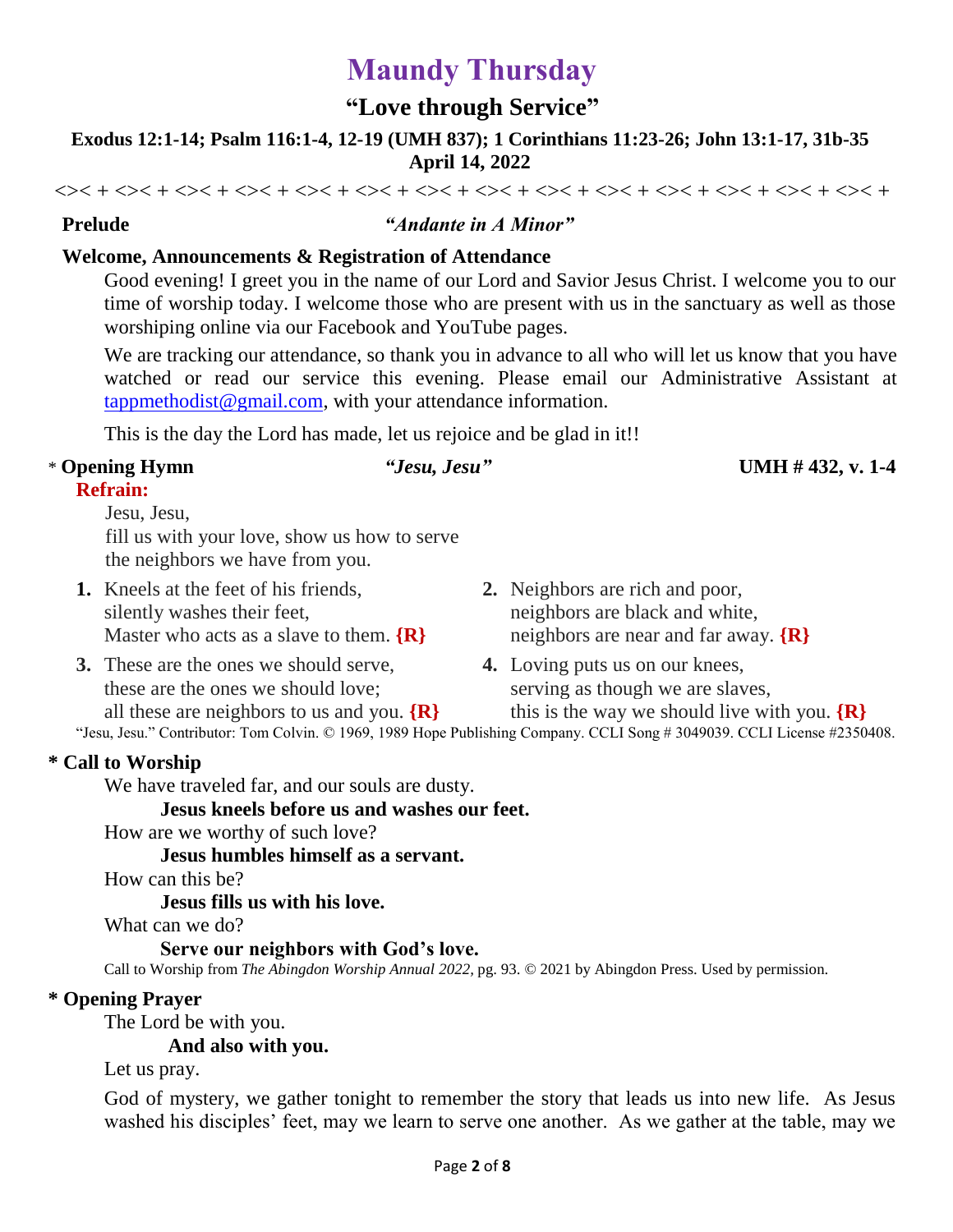# Maundy Thursday

## "Love through Service"

**Exodus 12:1-14; Psalm 116:1-4, 12-19 (UMH 837); 1 Corinthians 11:23-26; John 13:1-17, 31b-35**
**April 14, 2022**

<>< + <>< + <>< + <>< + <>< + <>< + <>< + <>< + <>< + <>< + <>< + <>< + <>< + <>< +

**Prelude** ***"Andante in A Minor"***

**Welcome, Announcements & Registration of Attendance**

Good evening! I greet you in the name of our Lord and Savior Jesus Christ. I welcome you to our time of worship today. I welcome those who are present with us in the sanctuary as well as those worshiping online via our Facebook and YouTube pages.

We are tracking our attendance, so thank you in advance to all who will let us know that you have watched or read our service this evening. Please email our Administrative Assistant at tappmethodist@gmail.com, with your attendance information.

This is the day the Lord has made, let us rejoice and be glad in it!!

\* **Opening Hymn** ***"Jesu, Jesu"*** **UMH # 432, v. 1-4**

**Refrain:**

Jesu, Jesu,
fill us with your love, show us how to serve
the neighbors we have from you.

**1.** Kneels at the feet of his friends,
silently washes their feet,
Master who acts as a slave to them. **{R}**

**2.** Neighbors are rich and poor,
neighbors are black and white,
neighbors are near and far away. **{R}**

**3.** These are the ones we should serve,
these are the ones we should love;
all these are neighbors to us and you. **{R}**

**4.** Loving puts us on our knees,
serving as though we are slaves,
this is the way we should live with you. **{R}**

"Jesu, Jesu." Contributor: Tom Colvin. © 1969, 1989 Hope Publishing Company. CCLI Song # 3049039. CCLI License #2350408.

**\* Call to Worship**

We have traveled far, and our souls are dusty.

**Jesus kneels before us and washes our feet.**

How are we worthy of such love?

**Jesus humbles himself as a servant.**

How can this be?

**Jesus fills us with his love.**

What can we do?

**Serve our neighbors with God's love.**

Call to Worship from *The Abingdon Worship Annual 2022*, pg. 93. © 2021 by Abingdon Press. Used by permission.

**\* Opening Prayer**

The Lord be with you.

**And also with you.**

Let us pray.

God of mystery, we gather tonight to remember the story that leads us into new life. As Jesus washed his disciples' feet, may we learn to serve one another. As we gather at the table, may we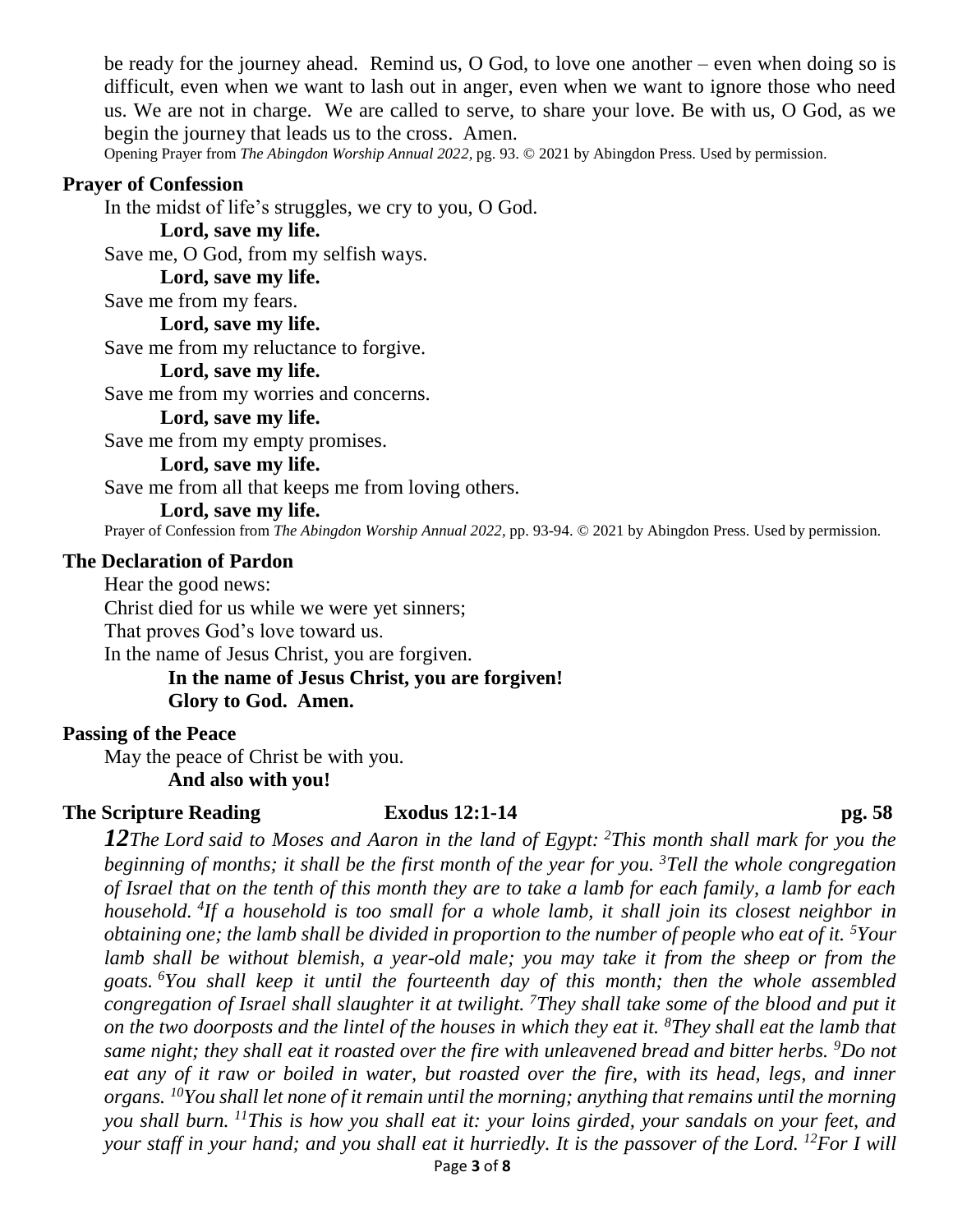be ready for the journey ahead. Remind us, O God, to love one another – even when doing so is difficult, even when we want to lash out in anger, even when we want to ignore those who need us. We are not in charge. We are called to serve, to share your love. Be with us, O God, as we begin the journey that leads us to the cross. Amen.

Opening Prayer from *The Abingdon Worship Annual 2022*, pg. 93. © 2021 by Abingdon Press. Used by permission.

**Prayer of Confession**

In the midst of life's struggles, we cry to you, O God.

**Lord, save my life.**

Save me, O God, from my selfish ways.

**Lord, save my life.**

Save me from my fears.

**Lord, save my life.**

Save me from my reluctance to forgive.

**Lord, save my life.**

Save me from my worries and concerns.

**Lord, save my life.**

Save me from my empty promises.

**Lord, save my life.**

Save me from all that keeps me from loving others.

**Lord, save my life.**

Prayer of Confession from *The Abingdon Worship Annual 2022*, pp. 93-94. © 2021 by Abingdon Press. Used by permission.

**The Declaration of Pardon**

Hear the good news:
Christ died for us while we were yet sinners;
That proves God's love toward us.
In the name of Jesus Christ, you are forgiven.

**In the name of Jesus Christ, you are forgiven!**
**Glory to God. Amen.**

**Passing of the Peace**

May the peace of Christ be with you.

**And also with you!**

**The Scripture Reading  Exodus 12:1-14  pg. 58**

***12****The Lord said to Moses and Aaron in the land of Egypt: [2]This month shall mark for you the beginning of months; it shall be the first month of the year for you. [3]Tell the whole congregation of Israel that on the tenth of this month they are to take a lamb for each family, a lamb for each household. [4]If a household is too small for a whole lamb, it shall join its closest neighbor in obtaining one; the lamb shall be divided in proportion to the number of people who eat of it. [5]Your lamb shall be without blemish, a year-old male; you may take it from the sheep or from the goats. [6]You shall keep it until the fourteenth day of this month; then the whole assembled congregation of Israel shall slaughter it at twilight. [7]They shall take some of the blood and put it on the two doorposts and the lintel of the houses in which they eat it. [8]They shall eat the lamb that same night; they shall eat it roasted over the fire with unleavened bread and bitter herbs. [9]Do not eat any of it raw or boiled in water, but roasted over the fire, with its head, legs, and inner organs. [10]You shall let none of it remain until the morning; anything that remains until the morning you shall burn. [11]This is how you shall eat it: your loins girded, your sandals on your feet, and your staff in your hand; and you shall eat it hurriedly. It is the passover of the Lord. [12]For I will*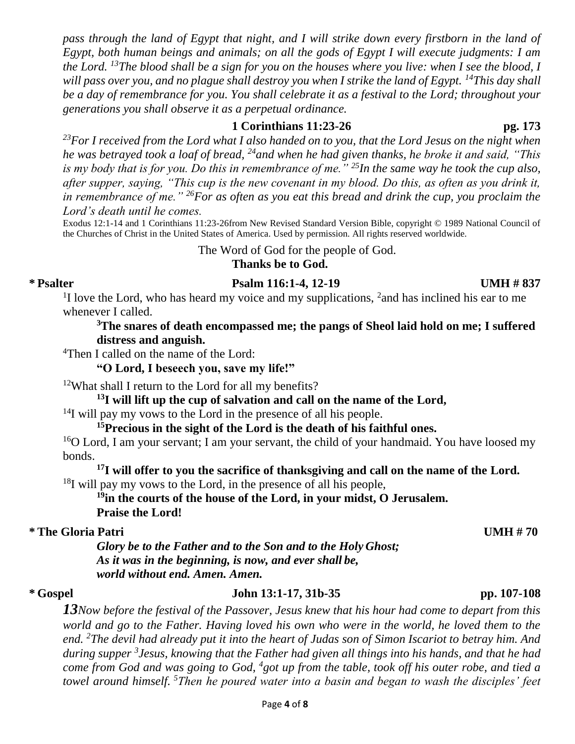*pass through the land of Egypt that night, and I will strike down every firstborn in the land of Egypt, both human beings and animals; on all the gods of Egypt I will execute judgments: I am the Lord. [13]The blood shall be a sign for you on the houses where you live: when I see the blood, I will pass over you, and no plague shall destroy you when I strike the land of Egypt. [14]This day shall be a day of remembrance for you. You shall celebrate it as a festival to the Lord; throughout your generations you shall observe it as a perpetual ordinance.*

**1 Corinthians 11:23-26 pg. 173**

*[23]For I received from the Lord what I also handed on to you, that the Lord Jesus on the night when he was betrayed took a loaf of bread, [24]and when he had given thanks, he broke it and said, "This is my body that is for you. Do this in remembrance of me." [25]In the same way he took the cup also, after supper, saying, "This cup is the new covenant in my blood. Do this, as often as you drink it, in remembrance of me." [26]For as often as you eat this bread and drink the cup, you proclaim the Lord's death until he comes.*

Exodus 12:1-14 and 1 Corinthians 11:23-26from New Revised Standard Version Bible, copyright © 1989 National Council of the Churches of Christ in the United States of America. Used by permission. All rights reserved worldwide.

The Word of God for the people of God.
**Thanks be to God.**

**\* Psalter Psalm 116:1-4, 12-19 UMH # 837**

[1]I love the Lord, who has heard my voice and my supplications, [2]and has inclined his ear to me whenever I called.

**[3]The snares of death encompassed me; the pangs of Sheol laid hold on me; I suffered distress and anguish.**

[4]Then I called on the name of the Lord:

**"O Lord, I beseech you, save my life!"**

[12]What shall I return to the Lord for all my benefits?

**[13]I will lift up the cup of salvation and call on the name of the Lord,**

[14]I will pay my vows to the Lord in the presence of all his people.

**[15]Precious in the sight of the Lord is the death of his faithful ones.**

[16]O Lord, I am your servant; I am your servant, the child of your handmaid. You have loosed my bonds.

**[17]I will offer to you the sacrifice of thanksgiving and call on the name of the Lord.**

[18]I will pay my vows to the Lord, in the presence of all his people,

**[19]in the courts of the house of the Lord, in your midst, O Jerusalem.**
**Praise the Lord!**

**\* The Gloria Patri UMH # 70**

***Glory be to the Father and to the Son and to the Holy Ghost;***
***As it was in the beginning, is now, and ever shall be,***
***world without end. Amen. Amen.***

**\* Gospel John 13:1-17, 31b-35 pp. 107-108**

***13****Now before the festival of the Passover, Jesus knew that his hour had come to depart from this world and go to the Father. Having loved his own who were in the world, he loved them to the end. [2]The devil had already put it into the heart of Judas son of Simon Iscariot to betray him. And during supper [3]Jesus, knowing that the Father had given all things into his hands, and that he had come from God and was going to God, [4]got up from the table, took off his outer robe, and tied a towel around himself. [5]Then he poured water into a basin and began to wash the disciples' feet*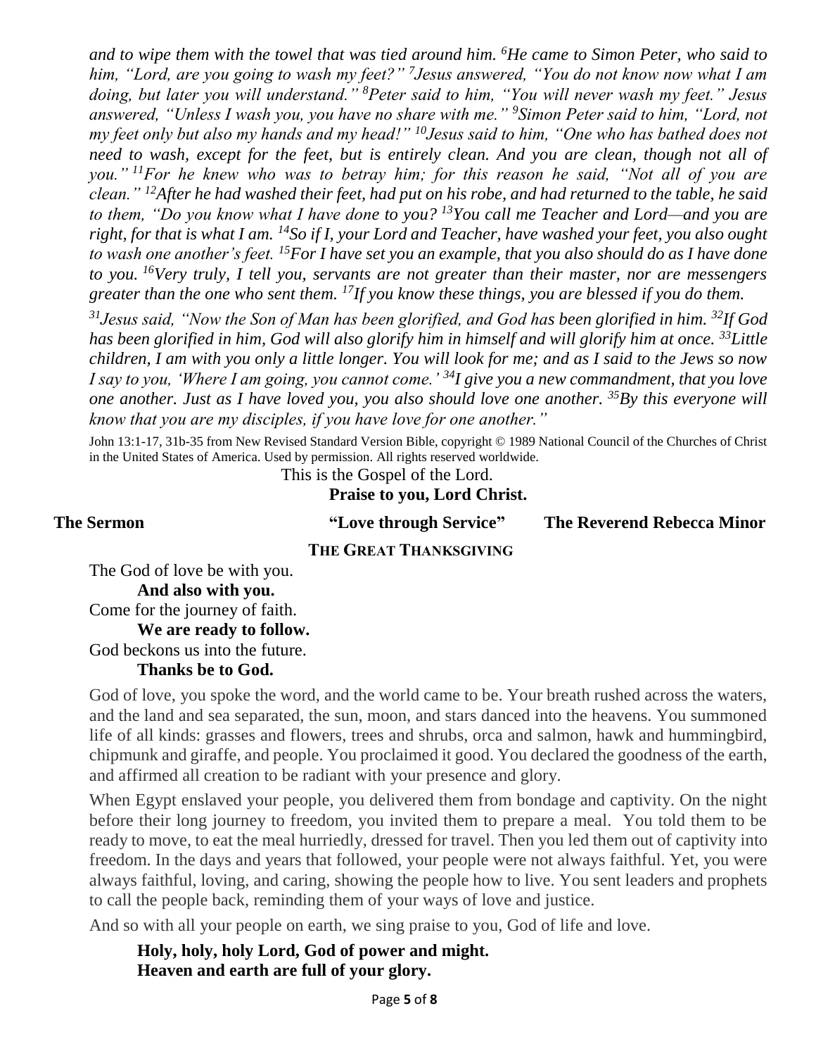*and to wipe them with the towel that was tied around him. [6]He came to Simon Peter, who said to him, "Lord, are you going to wash my feet?" [7]Jesus answered, "You do not know now what I am doing, but later you will understand." [8]Peter said to him, "You will never wash my feet." Jesus answered, "Unless I wash you, you have no share with me." [9]Simon Peter said to him, "Lord, not my feet only but also my hands and my head!" [10]Jesus said to him, "One who has bathed does not need to wash, except for the feet, but is entirely clean. And you are clean, though not all of you." [11]For he knew who was to betray him; for this reason he said, "Not all of you are clean." [12]After he had washed their feet, had put on his robe, and had returned to the table, he said to them, "Do you know what I have done to you? [13]You call me Teacher and Lord—and you are right, for that is what I am. [14]So if I, your Lord and Teacher, have washed your feet, you also ought to wash one another's feet. [15]For I have set you an example, that you also should do as I have done to you. [16]Very truly, I tell you, servants are not greater than their master, nor are messengers greater than the one who sent them. [17]If you know these things, you are blessed if you do them.*

*[31]Jesus said, "Now the Son of Man has been glorified, and God has been glorified in him. [32]If God has been glorified in him, God will also glorify him in himself and will glorify him at once. [33]Little children, I am with you only a little longer. You will look for me; and as I said to the Jews so now I say to you, 'Where I am going, you cannot come.' [34]I give you a new commandment, that you love one another. Just as I have loved you, you also should love one another. [35]By this everyone will know that you are my disciples, if you have love for one another."*

John 13:1-17, 31b-35 from New Revised Standard Version Bible, copyright © 1989 National Council of the Churches of Christ in the United States of America. Used by permission. All rights reserved worldwide.

This is the Gospel of the Lord.
**Praise to you, Lord Christ.**

**The Sermon** **"Love through Service"** **The Reverend Rebecca Minor**

## THE GREAT THANKSGIVING

The God of love be with you.
**And also with you.**
Come for the journey of faith.
**We are ready to follow.**
God beckons us into the future.
**Thanks be to God.**

God of love, you spoke the word, and the world came to be. Your breath rushed across the waters, and the land and sea separated, the sun, moon, and stars danced into the heavens. You summoned life of all kinds: grasses and flowers, trees and shrubs, orca and salmon, hawk and hummingbird, chipmunk and giraffe, and people. You proclaimed it good. You declared the goodness of the earth, and affirmed all creation to be radiant with your presence and glory.

When Egypt enslaved your people, you delivered them from bondage and captivity. On the night before their long journey to freedom, you invited them to prepare a meal. You told them to be ready to move, to eat the meal hurriedly, dressed for travel. Then you led them out of captivity into freedom. In the days and years that followed, your people were not always faithful. Yet, you were always faithful, loving, and caring, showing the people how to live. You sent leaders and prophets to call the people back, reminding them of your ways of love and justice.

And so with all your people on earth, we sing praise to you, God of life and love.

**Holy, holy, holy Lord, God of power and might.**
**Heaven and earth are full of your glory.**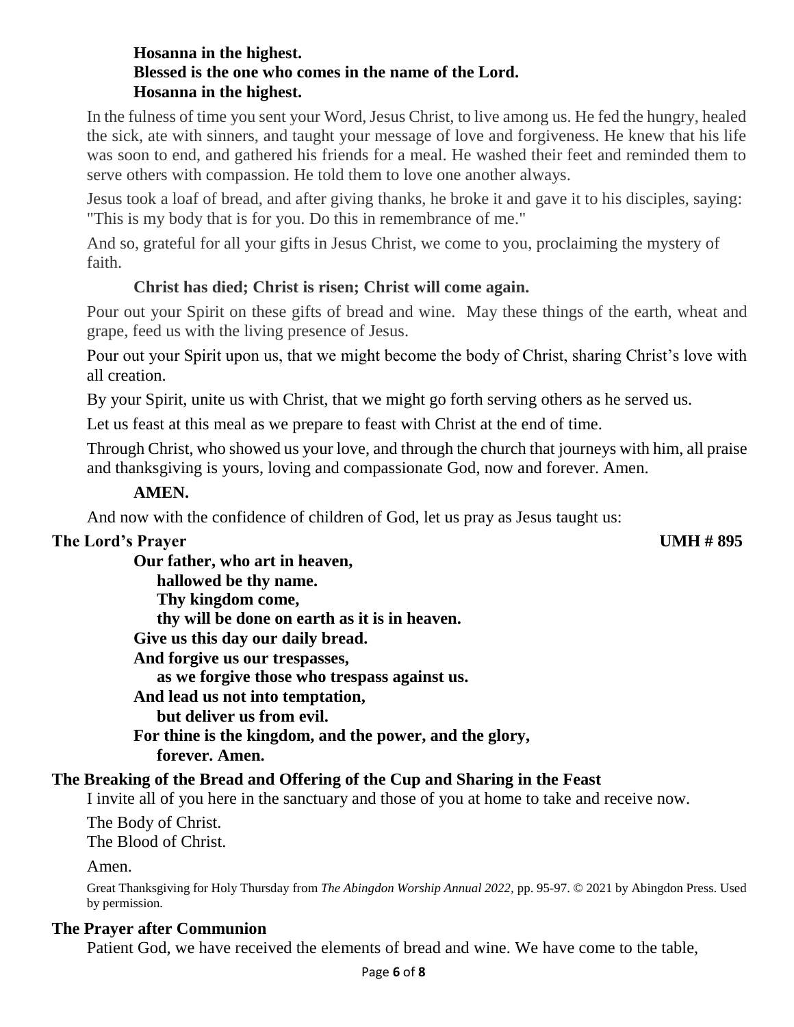**Hosanna in the highest.**
**Blessed is the one who comes in the name of the Lord.**
**Hosanna in the highest.**

In the fulness of time you sent your Word, Jesus Christ, to live among us. He fed the hungry, healed the sick, ate with sinners, and taught your message of love and forgiveness. He knew that his life was soon to end, and gathered his friends for a meal. He washed their feet and reminded them to serve others with compassion. He told them to love one another always.

Jesus took a loaf of bread, and after giving thanks, he broke it and gave it to his disciples, saying: "This is my body that is for you. Do this in remembrance of me."

And so, grateful for all your gifts in Jesus Christ, we come to you, proclaiming the mystery of faith.

**Christ has died; Christ is risen; Christ will come again.**

Pour out your Spirit on these gifts of bread and wine. May these things of the earth, wheat and grape, feed us with the living presence of Jesus.

Pour out your Spirit upon us, that we might become the body of Christ, sharing Christ's love with all creation.

By your Spirit, unite us with Christ, that we might go forth serving others as he served us.

Let us feast at this meal as we prepare to feast with Christ at the end of time.

Through Christ, who showed us your love, and through the church that journeys with him, all praise and thanksgiving is yours, loving and compassionate God, now and forever. Amen.

**AMEN.**

And now with the confidence of children of God, let us pray as Jesus taught us:

**The Lord's Prayer** **UMH # 895**

**Our father, who art in heaven,**
**hallowed be thy name.**
**Thy kingdom come,**
**thy will be done on earth as it is in heaven.**
**Give us this day our daily bread.**
**And forgive us our trespasses,**
**as we forgive those who trespass against us.**
**And lead us not into temptation,**
**but deliver us from evil.**
**For thine is the kingdom, and the power, and the glory,**
**forever. Amen.**

**The Breaking of the Bread and Offering of the Cup and Sharing in the Feast**

I invite all of you here in the sanctuary and those of you at home to take and receive now.

The Body of Christ.
The Blood of Christ.

Amen.

Great Thanksgiving for Holy Thursday from *The Abingdon Worship Annual 2022,* pp. 95-97. © 2021 by Abingdon Press. Used by permission.

**The Prayer after Communion**

Patient God, we have received the elements of bread and wine. We have come to the table,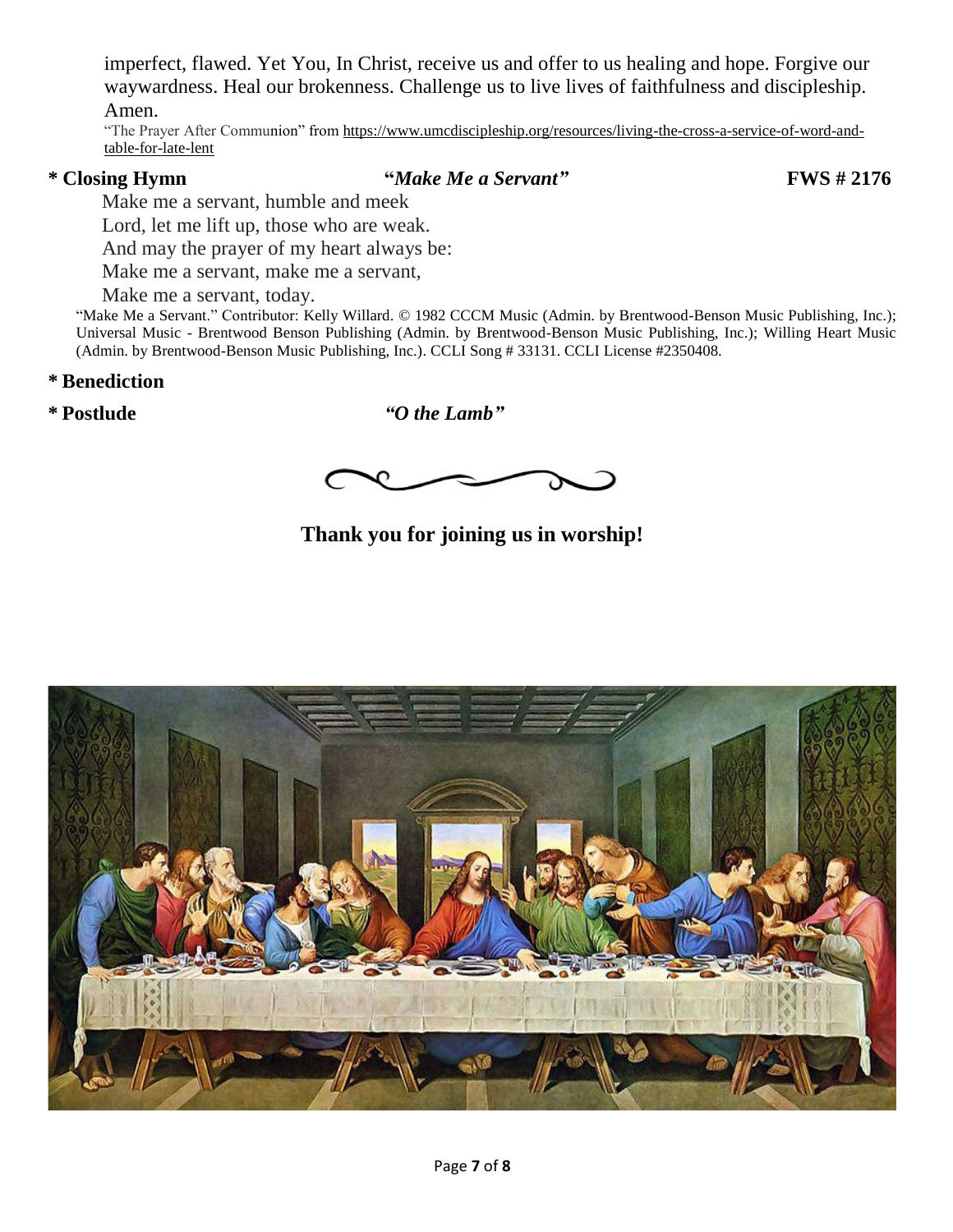imperfect, flawed. Yet You, In Christ, receive us and offer to us healing and hope. Forgive our waywardness. Heal our brokenness. Challenge us to live lives of faithfulness and discipleship. Amen.

"The Prayer After Communion" from https://www.umcdiscipleship.org/resources/living-the-cross-a-service-of-word-and-table-for-late-lent

**\* Closing Hymn** **"*Make Me a Servant*"** **FWS # 2176**

Make me a servant, humble and meek
Lord, let me lift up, those who are weak.
And may the prayer of my heart always be:
Make me a servant, make me a servant,
Make me a servant, today.

"Make Me a Servant." Contributor: Kelly Willard. © 1982 CCCM Music (Admin. by Brentwood-Benson Music Publishing, Inc.); Universal Music - Brentwood Benson Publishing (Admin. by Brentwood-Benson Music Publishing, Inc.); Willing Heart Music (Admin. by Brentwood-Benson Music Publishing, Inc.). CCLI Song # 33131. CCLI License #2350408.

**\* Benediction**

**\* Postlude** ***"O the Lamb"***

**Thank you for joining us in worship!**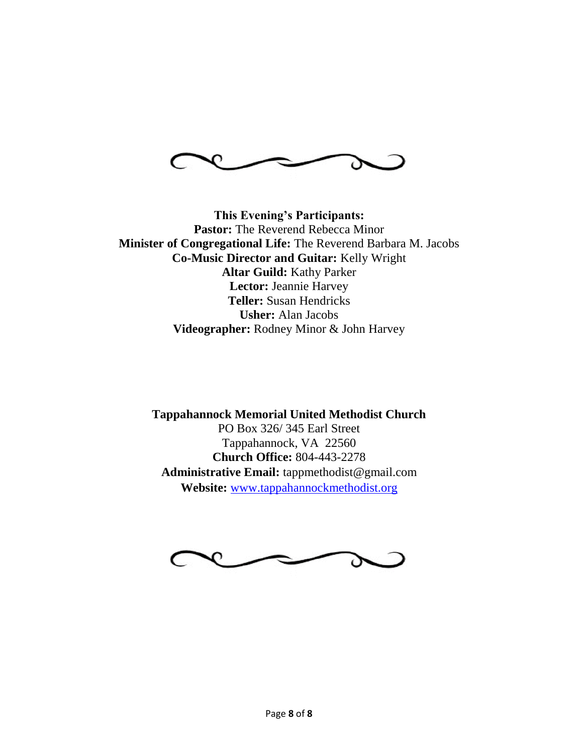**This Evening's Participants:**
**Pastor:** The Reverend Rebecca Minor
**Minister of Congregational Life:** The Reverend Barbara M. Jacobs
**Co-Music Director and Guitar:** Kelly Wright
**Altar Guild:** Kathy Parker
**Lector:** Jeannie Harvey
**Teller:** Susan Hendricks
**Usher:** Alan Jacobs
**Videographer:** Rodney Minor & John Harvey

**Tappahannock Memorial United Methodist Church**
PO Box 326/ 345 Earl Street
Tappahannock, VA 22560
**Church Office:** 804-443-2278
**Administrative Email:** tappmethodist@gmail.com
**Website:** [www.tappahannockmethodist.org](http://www.tappahannockmethodist.org)